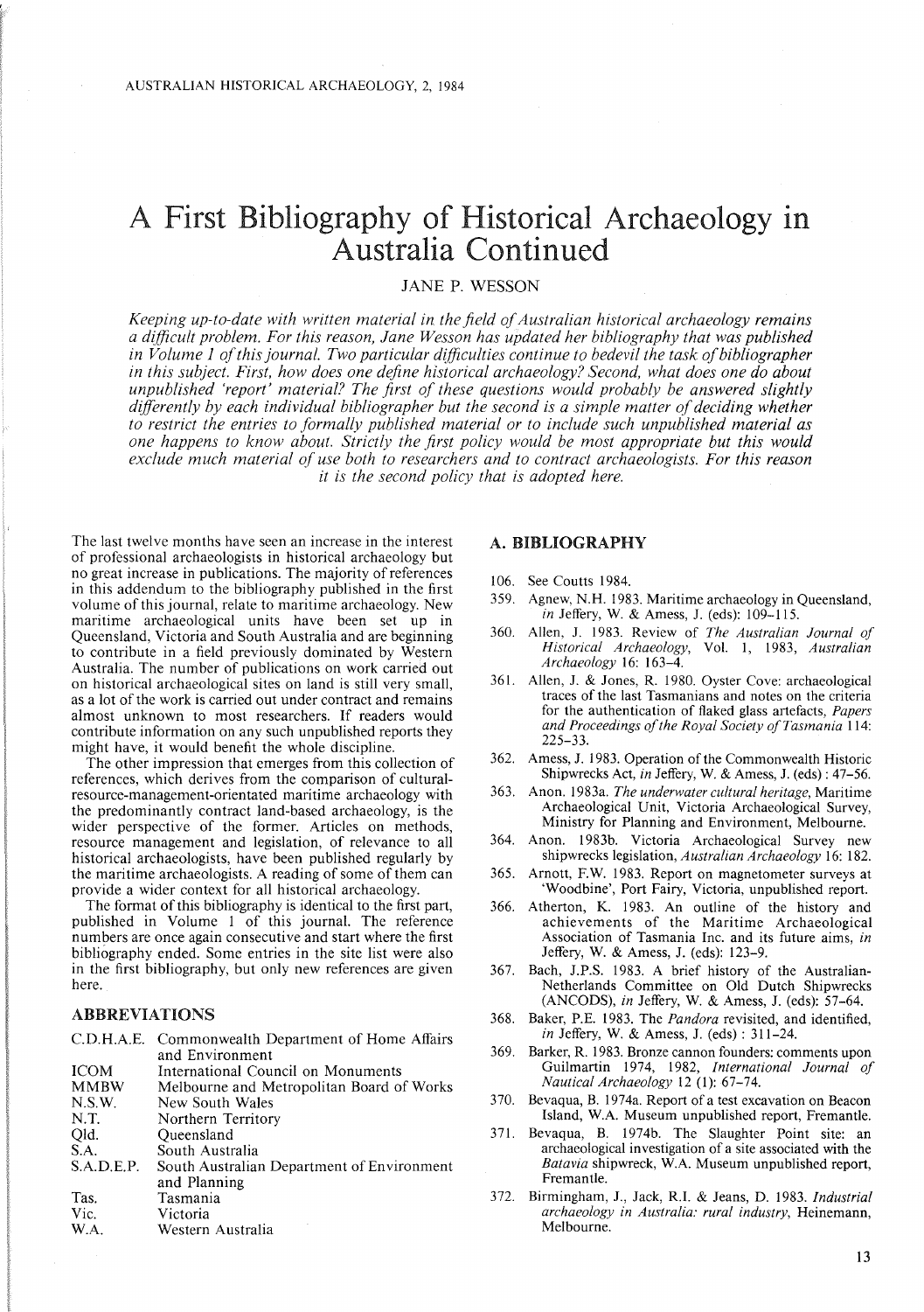# A First Bibliography of Historical Archaeology in Australia Continued

JANE P. WESSON

*Keeping up-to-date with written material in the field of Australian historical archaeology remains a difficult problem. For this reason, Jane Wesson has updated her bibliography that was published in Volume 1 of this journal. Two particular difficulties continue to bedevil the task of bibliographer in this subject. First, how does one define historical archaeology? Second, what does one do about unpublished 'report' material? The first of these questions would probably be answered slightly differently by each individual bibliographer but the second is a simple matter of deciding whether to restrict the entries to formally published material or to include such unpublished material as one happens to know about. Strictly the first policy would be most appropriate but this would exclude much material of use both to researchers and to contract archaeologists. For this reason it is the second policy that is adopted here.*

The last twelve months have seen an increase in the interest of professional archaeologists in historical archaeology but no great increase in publications. The majority of references in this addendum to the bibliography published in the first volume of this journal, relate to maritime archaeology. New maritime archaeological units have been set up in Queensland, Victoria and South Australia and are beginning to contribute in a field previously dominated by Western Australia. The number of publications on work carried out on historical archaeological sites on land is still very small, as a lot of the work is carried out under contract and remains almost unknown to most researchers. If readers would contribute information on any such unpublished reports they might have, it would benefit the whole discipline.

The other impression that emerges from this collection of references, which derives from the comparison of cultural-resource-management-orientated maritime archaeology with the predominantly contract land-based archaeology, is the wider perspective of the former. Articles on methods, resource management and legislation, of relevance to all historical archaeologists, have been published regularly by the maritime archaeologists. A reading of some of them can provide a wider context for all historical archaeology.

The format of this bibliography is identical to the first part, published in Volume 1 of this journal. The reference numbers are once again consecutive and start where the first bibliography ended. Some entries in the site list were also in the first bibliography, but only new references are given here.

## ABBREVIATIONS

| | |
|---|---|
| C.D.H.A.E. | Commonwealth Department of Home Affairs and Environment |
| ICOM | International Council on Monuments |
| MMBW | Melbourne and Metropolitan Board of Works |
| N.S.W. | New South Wales |
| N.T. | Northern Territory |
| Qld. | Queensland |
| S.A. | South Australia |
| S.A.D.E.P. | South Australian Department of Environment and Planning |
| Tas. | Tasmania |
| Vic. | Victoria |
| W.A. | Western Australia |

## A. BIBLIOGRAPHY

106. See Coutts 1984.

359. Agnew, N.H. 1983. Maritime archaeology in Queensland, *in* Jeffery, W. & Amess, J. (eds): 109–115.

360. Allen, J. 1983. Review of *The Australian Journal of Historical Archaeology*, Vol. 1, 1983, *Australian Archaeology* 16: 163–4.

361. Allen, J. & Jones, R. 1980. Oyster Cove: archaeological traces of the last Tasmanians and notes on the criteria for the authentication of flaked glass artefacts, *Papers and Proceedings of the Royal Society of Tasmania* 114: 225–33.

362. Amess, J. 1983. Operation of the Commonwealth Historic Shipwrecks Act, *in* Jeffery, W. & Amess, J. (eds) : 47–56.

363. Anon. 1983a. *The underwater cultural heritage*, Maritime Archaeological Unit, Victoria Archaeological Survey, Ministry for Planning and Environment, Melbourne.

364. Anon. 1983b. Victoria Archaeological Survey new shipwrecks legislation, *Australian Archaeology* 16: 182.

365. Arnott, F.W. 1983. Report on magnetometer surveys at 'Woodbine', Port Fairy, Victoria, unpublished report.

366. Atherton, K. 1983. An outline of the history and achievements of the Maritime Archaeological Association of Tasmania Inc. and its future aims, *in* Jeffery, W. & Amess, J. (eds): 123–9.

367. Bach, J.P.S. 1983. A brief history of the Australian-Netherlands Committee on Old Dutch Shipwrecks (ANCODS), *in* Jeffery, W. & Amess, J. (eds): 57–64.

368. Baker, P.E. 1983. The *Pandora* revisited, and identified, *in* Jeffery, W. & Amess, J. (eds) : 311–24.

369. Barker, R. 1983. Bronze cannon founders: comments upon Guilmartin 1974, 1982, *International Journal of Nautical Archaeology* 12 (1): 67–74.

370. Bevaqua, B. 1974a. Report of a test excavation on Beacon Island, W.A. Museum unpublished report, Fremantle.

371. Bevaqua, B. 1974b. The Slaughter Point site: an archaeological investigation of a site associated with the *Batavia* shipwreck, W.A. Museum unpublished report, Fremantle.

372. Birmingham, J., Jack, R.I. & Jeans, D. 1983. *Industrial archaeology in Australia: rural industry*, Heinemann, Melbourne.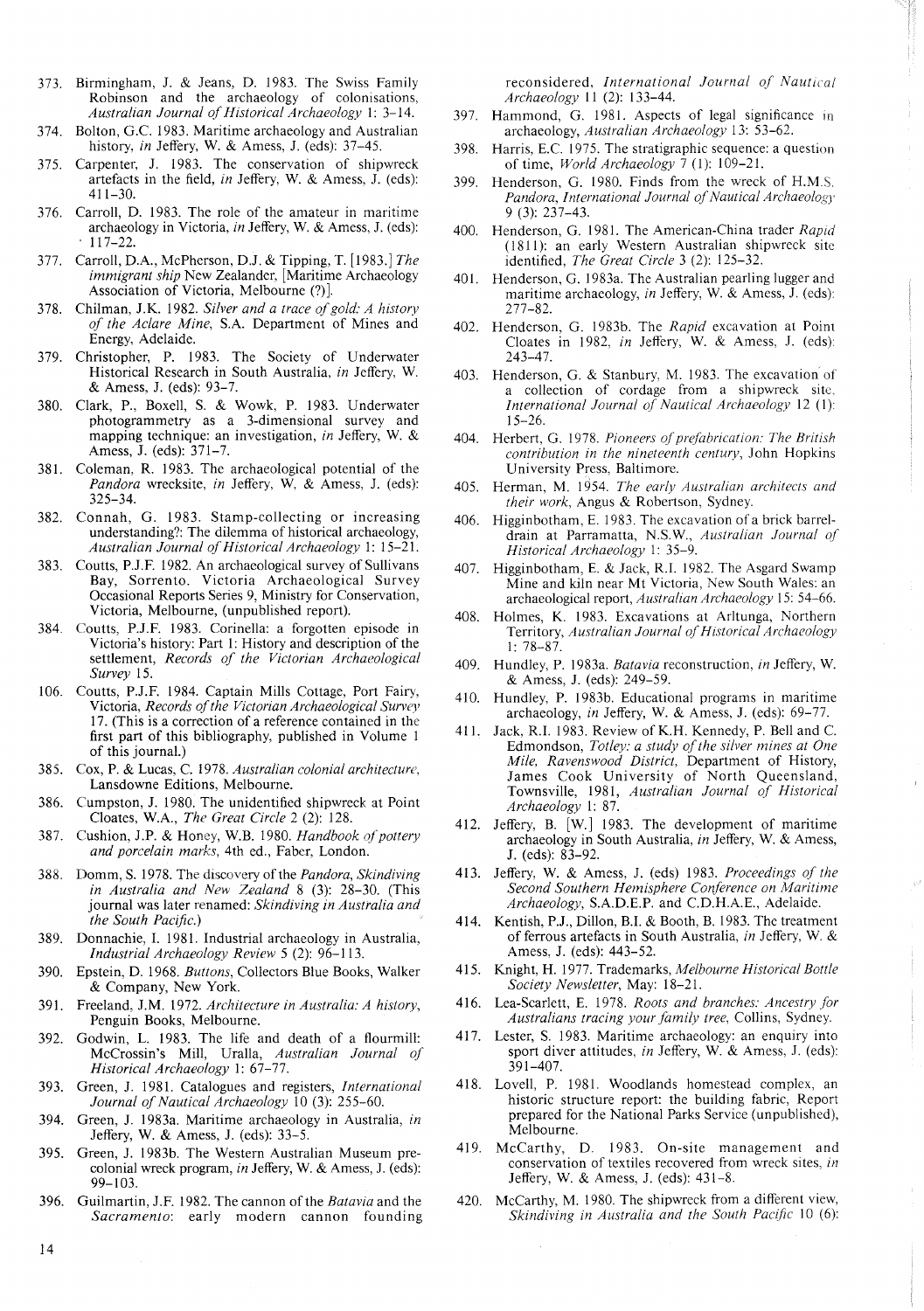373. Birmingham, J. & Jeans, D. 1983. The Swiss Family Robinson and the archaeology of colonisations, *Australian Journal of Historical Archaeology* 1: 3–14.

374. Bolton, G.C. 1983. Maritime archaeology and Australian history, *in* Jeffery, W. & Amess, J. (eds): 37–45.

375. Carpenter, J. 1983. The conservation of shipwreck artefacts in the field, *in* Jeffery, W. & Amess, J. (eds): 411–30.

376. Carroll, D. 1983. The role of the amateur in maritime archaeology in Victoria, *in* Jeffery, W. & Amess, J. (eds): 117–22.

377. Carroll, D.A., McPherson, D.J. & Tipping, T. [1983.] *The immigrant ship* New Zealander, [Maritime Archaeology Association of Victoria, Melbourne (?)].

378. Chilman, J.K. 1982. *Silver and a trace of gold: A history of the Aclare Mine*, S.A. Department of Mines and Energy, Adelaide.

379. Christopher, P. 1983. The Society of Underwater Historical Research in South Australia, *in* Jeffery, W. & Amess, J. (eds): 93–7.

380. Clark, P., Boxell, S. & Wowk, P. 1983. Underwater photogrammetry as a 3-dimensional survey and mapping technique: an investigation, *in* Jeffery, W. & Amess, J. (eds): 371–7.

381. Coleman, R. 1983. The archaeological potential of the *Pandora* wrecksite, *in* Jeffery, W. & Amess, J. (eds): 325–34.

382. Connah, G. 1983. Stamp-collecting or increasing understanding?: The dilemma of historical archaeology, *Australian Journal of Historical Archaeology* 1: 15–21.

383. Coutts, P.J.F. 1982. An archaeological survey of Sullivans Bay, Sorrento. Victoria Archaeological Survey Occasional Reports Series 9, Ministry for Conservation, Victoria, Melbourne, (unpublished report).

384. Coutts, P.J.F. 1983. Corinella: a forgotten episode in Victoria's history: Part 1: History and description of the settlement, *Records of the Victorian Archaeological Survey* 15.

106. Coutts, P.J.F. 1984. Captain Mills Cottage, Port Fairy, Victoria, *Records of the Victorian Archaeological Survey* 17. (This is a correction of a reference contained in the first part of this bibliography, published in Volume 1 of this journal.)

385. Cox, P. & Lucas, C. 1978. *Australian colonial architecture*, Lansdowne Editions, Melbourne.

386. Cumpston, J. 1980. The unidentified shipwreck at Point Cloates, W.A., *The Great Circle* 2 (2): 128.

387. Cushion, J.P. & Honey, W.B. 1980. *Handbook of pottery and porcelain marks*, 4th ed., Faber, London.

388. Domm, S. 1978. The discovery of the *Pandora*, *Skindiving in Australia and New Zealand* 8 (3): 28–30. (This journal was later renamed: *Skindiving in Australia and the South Pacific*.)

389. Donnachie, I. 1981. Industrial archaeology in Australia, *Industrial Archaeology Review* 5 (2): 96–113.

390. Epstein, D. 1968. *Buttons*, Collectors Blue Books, Walker & Company, New York.

391. Freeland, J.M. 1972. *Architecture in Australia: A history*, Penguin Books, Melbourne.

392. Godwin, L. 1983. The life and death of a flourmill: McCrossin's Mill, Uralla, *Australian Journal of Historical Archaeology* 1: 67–77.

393. Green, J. 1981. Catalogues and registers, *International Journal of Nautical Archaeology* 10 (3): 255–60.

394. Green, J. 1983a. Maritime archaeology in Australia, *in* Jeffery, W. & Amess, J. (eds): 33–5.

395. Green, J. 1983b. The Western Australian Museum pre-colonial wreck program, *in* Jeffery, W. & Amess, J. (eds): 99–103.

396. Guilmartin, J.F. 1982. The cannon of the *Batavia* and the *Sacramento*: early modern cannon founding reconsidered, *International Journal of Nautical Archaeology* 11 (2): 133–44.

397. Hammond, G. 1981. Aspects of legal significance in archaeology, *Australian Archaeology* 13: 53–62.

398. Harris, E.C. 1975. The stratigraphic sequence: a question of time, *World Archaeology* 7 (1): 109–21.

399. Henderson, G. 1980. Finds from the wreck of H.M.S. *Pandora*, *International Journal of Nautical Archaeology* 9 (3): 237–43.

400. Henderson, G. 1981. The American-China trader *Rapid* (1811): an early Western Australian shipwreck site identified, *The Great Circle* 3 (2): 125–32.

401. Henderson, G. 1983a. The Australian pearling lugger and maritime archaeology, *in* Jeffery, W. & Amess, J. (eds): 277–82.

402. Henderson, G. 1983b. The *Rapid* excavation at Point Cloates in 1982, *in* Jeffery, W. & Amess, J. (eds): 243–47.

403. Henderson, G. & Stanbury, M. 1983. The excavation of a collection of cordage from a shipwreck site, *International Journal of Nautical Archaeology* 12 (1): 15–26.

404. Herbert, G. 1978. *Pioneers of prefabrication: The British contribution in the nineteenth century*, John Hopkins University Press, Baltimore.

405. Herman, M. 1954. *The early Australian architects and their work*, Angus & Robertson, Sydney.

406. Higginbotham, E. 1983. The excavation of a brick barrel-drain at Parramatta, N.S.W., *Australian Journal of Historical Archaeology* 1: 35–9.

407. Higginbotham, E. & Jack, R.I. 1982. The Asgard Swamp Mine and kiln near Mt Victoria, New South Wales: an archaeological report, *Australian Archaeology* 15: 54–66.

408. Holmes, K. 1983. Excavations at Arltunga, Northern Territory, *Australian Journal of Historical Archaeology* 1: 78–87.

409. Hundley, P. 1983a. *Batavia* reconstruction, *in* Jeffery, W. & Amess, J. (eds): 249–59.

410. Hundley, P. 1983b. Educational programs in maritime archaeology, *in* Jeffery, W. & Amess, J. (eds): 69–77.

411. Jack, R.I. 1983. Review of K.H. Kennedy, P. Bell and C. Edmondson, *Totley: a study of the silver mines at One Mile, Ravenswood District*, Department of History, James Cook University of North Queensland, Townsville, 1981, *Australian Journal of Historical Archaeology* 1: 87.

412. Jeffery, B. [W.] 1983. The development of maritime archaeology in South Australia, *in* Jeffery, W. & Amess, J. (eds): 83–92.

413. Jeffery, W. & Amess, J. (eds) 1983. *Proceedings of the Second Southern Hemisphere Conference on Maritime Archaeology*, S.A.D.E.P. and C.D.H.A.E., Adelaide.

414. Kentish, P.J., Dillon, B.I. & Booth, B. 1983. The treatment of ferrous artefacts in South Australia, *in* Jeffery, W. & Amess, J. (eds): 443–52.

415. Knight, H. 1977. Trademarks, *Melbourne Historical Bottle Society Newsletter*, May: 18–21.

416. Lea-Scarlett, E. 1978. *Roots and branches: Ancestry for Australians tracing your family tree*, Collins, Sydney.

417. Lester, S. 1983. Maritime archaeology: an enquiry into sport diver attitudes, *in* Jeffery, W. & Amess, J. (eds): 391–407.

418. Lovell, P. 1981. Woodlands homestead complex, an historic structure report: the building fabric, Report prepared for the National Parks Service (unpublished), Melbourne.

419. McCarthy, D. 1983. On-site management and conservation of textiles recovered from wreck sites, *in* Jeffery, W. & Amess, J. (eds): 431–8.

420. McCarthy, M. 1980. The shipwreck from a different view, *Skindiving in Australia and the South Pacific* 10 (6):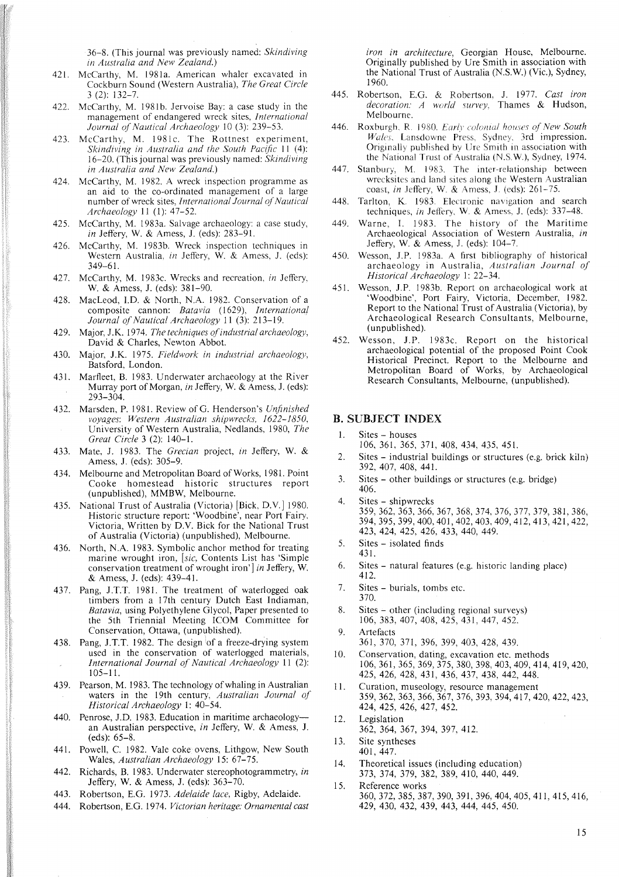36–8. (This journal was previously named: *Skindiving in Australia and New Zealand.*)

421. McCarthy, M. 1981a. American whaler excavated in Cockburn Sound (Western Australia), *The Great Circle* 3 (2): 132–7.

422. McCarthy, M. 1981b. Jervoise Bay: a case study in the management of endangered wreck sites, *International Journal of Nautical Archaeology* 10 (3): 239–53.

423. McCarthy, M. 1981c. The Rottnest experiment, *Skindiving in Australia and the South Pacific* 11 (4): 16–20. (This journal was previously named: *Skindiving in Australia and New Zealand.*)

424. McCarthy, M. 1982. A wreck inspection programme as an aid to the co-ordinated management of a large number of wreck sites, *International Journal of Nautical Archaeology* 11 (1): 47–52.

425. McCarthy, M. 1983a. Salvage archaeology: a case study, *in* Jeffery, W. & Amess, J. (eds): 283–91.

426. McCarthy, M. 1983b. Wreck inspection techniques in Western Australia, *in* Jeffery, W. & Amess, J. (eds): 349–61.

427. McCarthy, M. 1983c. Wrecks and recreation, *in* Jeffery, W. & Amess, J. (eds): 381–90.

428. MacLeod, I.D. & North, N.A. 1982. Conservation of a composite cannon: *Batavia* (1629), *International Journal of Nautical Archaeology* 11 (3): 213–19.

429. Major, J.K. 1974. *The techniques of industrial archaeology*, David & Charles, Newton Abbot.

430. Major, J.K. 1975. *Fieldwork in industrial archaeology*, Batsford, London.

431. Marfleet, B. 1983. Underwater archaeology at the River Murray port of Morgan, *in* Jeffery, W. & Amess, J. (eds): 293–304.

432. Marsden, P. 1981. Review of G. Henderson's *Unfinished voyages: Western Australian shipwrecks, 1622–1850*, University of Western Australia, Nedlands, 1980, *The Great Circle* 3 (2): 140–1.

433. Mate, J. 1983. The *Grecian* project, *in* Jeffery, W. & Amess, J. (eds): 305–9.

434. Melbourne and Metropolitan Board of Works, 1981. Point Cooke homestead historic structures report (unpublished), MMBW, Melbourne.

435. National Trust of Australia (Victoria) [Bick, D.V.] 1980. Historic structure report: 'Woodbine', near Port Fairy, Victoria, Written by D.V. Bick for the National Trust of Australia (Victoria) (unpublished), Melbourne.

436. North, N.A. 1983. Symbolic anchor method for treating marine wrought iron, [*sic*, Contents List has 'Simple conservation treatment of wrought iron'] *in* Jeffery, W. & Amess, J. (eds): 439–41.

437. Pang, J.T.T. 1981. The treatment of waterlogged oak timbers from a 17th century Dutch East Indiaman, *Batavia*, using Polyethylene Glycol, Paper presented to the 5th Triennial Meeting ICOM Committee for Conservation, Ottawa, (unpublished).

438. Pang, J.T.T. 1982. The design of a freeze-drying system used in the conservation of waterlogged materials, *International Journal of Nautical Archaeology* 11 (2): 105–11.

439. Pearson, M. 1983. The technology of whaling in Australian waters in the 19th century, *Australian Journal of Historical Archaeology* 1: 40–54.

440. Penrose, J.D. 1983. Education in maritime archaeology—an Australian perspective, *in* Jeffery, W. & Amess, J. (eds): 65–8.

441. Powell, C. 1982. Vale coke ovens, Lithgow, New South Wales, *Australian Archaeology* 15: 67–75.

442. Richards, B. 1983. Underwater stereophotogrammetry, *in* Jeffery, W. & Amess, J. (eds): 363–70.

443. Robertson, E.G. 1973. *Adelaide lace*, Rigby, Adelaide.

444. Robertson, E.G. 1974. *Victorian heritage: Ornamental cast iron in architecture*, Georgian House, Melbourne. Originally published by Ure Smith in association with the National Trust of Australia (N.S.W.) (Vic.), Sydney, 1960.

445. Robertson, E.G. & Robertson, J. 1977. *Cast iron decoration: A world survey*, Thames & Hudson, Melbourne.

446. Roxburgh, R. 1980. *Early colonial houses of New South Wales*, Lansdowne Press, Sydney, 3rd impression. Originally published by Ure Smith in association with the National Trust of Australia (N.S.W.), Sydney, 1974.

447. Stanbury, M. 1983. The inter-relationship between wrecksites and land sites along the Western Australian coast, *in* Jeffery, W. & Amess, J. (eds): 261–75.

448. Tarlton, K. 1983. Electronic navigation and search techniques, *in* Jeffery, W. & Amess, J. (eds): 337–48.

449. Warne, I. 1983. The history of the Maritime Archaeological Association of Western Australia, *in* Jeffery, W. & Amess, J. (eds): 104–7.

450. Wesson, J.P. 1983a. A first bibliography of historical archaeology in Australia, *Australian Journal of Historical Archaeology* 1: 22–34.

451. Wesson, J.P. 1983b. Report on archaeological work at 'Woodbine', Port Fairy, Victoria, December, 1982. Report to the National Trust of Australia (Victoria), by Archaeological Research Consultants, Melbourne, (unpublished).

452. Wesson, J.P. 1983c. Report on the historical archaeological potential of the proposed Point Cook Historical Precinct. Report to the Melbourne and Metropolitan Board of Works, by Archaeological Research Consultants, Melbourne, (unpublished).

## B. SUBJECT INDEX

1. Sites – houses
   106, 361, 365, 371, 408, 434, 435, 451.
2. Sites – industrial buildings or structures (e.g. brick kiln)
   392, 407, 408, 441.
3. Sites – other buildings or structures (e.g. bridge)
   406.
4. Sites – shipwrecks
   359, 362, 363, 366, 367, 368, 374, 376, 377, 379, 381, 386, 394, 395, 399, 400, 401, 402, 403, 409, 412, 413, 421, 422, 423, 424, 425, 426, 433, 440, 449.
5. Sites – isolated finds
   431.
6. Sites – natural features (e.g. historic landing place)
   412.
7. Sites – burials, tombs etc.
   370.
8. Sites – other (including regional surveys)
   106, 383, 407, 408, 425, 431, 447, 452.
9. Artefacts
   361, 370, 371, 396, 399, 403, 428, 439.
10. Conservation, dating, excavation etc. methods
    106, 361, 365, 369, 375, 380, 398, 403, 409, 414, 419, 420, 425, 426, 428, 431, 436, 437, 438, 442, 448.
11. Curation, museology, resource management
    359, 362, 363, 366, 367, 376, 393, 394, 417, 420, 422, 423, 424, 425, 426, 427, 452.
12. Legislation
    362, 364, 367, 394, 397, 412.
13. Site syntheses
    401, 447.
14. Theoretical issues (including education)
    373, 374, 379, 382, 389, 410, 440, 449.
15. Reference works
    360, 372, 385, 387, 390, 391, 396, 404, 405, 411, 415, 416, 429, 430, 432, 439, 443, 444, 445, 450.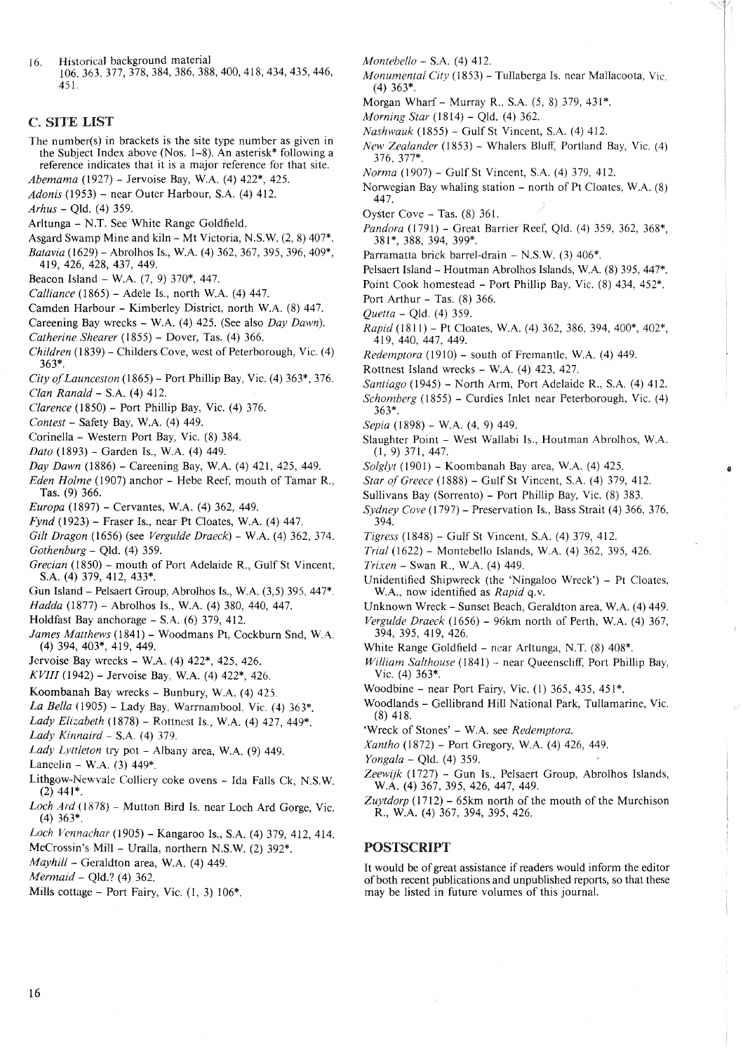16. Historical background material
    106, 363, 377, 378, 384, 386, 388, 400, 418, 434, 435, 446, 451.

## C. SITE LIST

The number(s) in brackets is the site type number as given in the Subject Index above (Nos. 1–8). An asterisk* following a reference indicates that it is a major reference for that site.

*Abemama* (1927) – Jervoise Bay, W.A. (4) 422*, 425.
*Adonis* (1953) – near Outer Harbour, S.A. (4) 412.
*Arhus* – Qld. (4) 359.
Arltunga – N.T. See White Range Goldfield.
Asgard Swamp Mine and kiln – Mt Victoria, N.S.W. (2, 8) 407*.
*Batavia* (1629) – Abrolhos Is., W.A. (4) 362, 367, 395, 396, 409*, 419, 426, 428, 437, 449.
Beacon Island – W.A. (7, 9) 370*, 447.
*Calliance* (1865) – Adele Is., north W.A. (4) 447.
Camden Harbour – Kimberley District, north W.A. (8) 447.
Careening Bay wrecks – W.A. (4) 425. (See also *Day Dawn*).
*Catherine Shearer* (1855) – Dover, Tas. (4) 366.
*Children* (1839) – Childers Cove, west of Peterborough, Vic. (4) 363*.
*City of Launceston* (1865) – Port Phillip Bay, Vic. (4) 363*, 376.
*Clan Ranald* – S.A. (4) 412.
*Clarence* (1850) – Port Phillip Bay, Vic. (4) 376.
*Contest* – Safety Bay, W.A. (4) 449.
Corinella – Western Port Bay, Vic. (8) 384.
*Dato* (1893) – Garden Is., W.A. (4) 449.
*Day Dawn* (1886) – Careening Bay, W.A. (4) 421, 425, 449.
*Eden Holme* (1907) anchor – Hebe Reef, mouth of Tamar R., Tas. (9) 366.
*Europa* (1897) – Cervantes, W.A. (4) 362, 449.
*Fynd* (1923) – Fraser Is., near Pt Cloates, W.A. (4) 447.
*Gilt Dragon* (1656) (see *Vergulde Draeck*) – W.A. (4) 362, 374.
*Gothenburg* – Qld. (4) 359.
*Grecian* (1850) – mouth of Port Adelaide R., Gulf St Vincent, S.A. (4) 379, 412, 433*.
Gun Island – Pelsaert Group, Abrolhos Is., W.A. (3,5) 395, 447*.
*Hadda* (1877) – Abrolhos Is., W.A. (4) 380, 440, 447.
Holdfast Bay anchorage – S.A. (6) 379, 412.
*James Matthews* (1841) – Woodmans Pt, Cockburn Snd, W.A. (4) 394, 403*, 419, 449.
Jervoise Bay wrecks – W.A. (4) 422*, 425, 426.
*KVIII* (1942) – Jervoise Bay, W.A. (4) 422*, 426.
Koombanah Bay wrecks – Bunbury, W.A. (4) 425.
*La Bella* (1905) – Lady Bay, Warrnambool, Vic. (4) 363*.
*Lady Elizabeth* (1878) – Rottnest Is., W.A. (4) 427, 449*.
*Lady Kinnaird* – S.A. (4) 379.
*Lady Lyttleton* try pot – Albany area, W.A. (9) 449.
Lancelin – W.A. (3) 449*.
Lithgow-Newvale Colliery coke ovens – Ida Falls Ck, N.S.W. (2) 441*.
*Loch Ard* (1878) – Mutton Bird Is. near Loch Ard Gorge, Vic. (4) 363*.
*Loch Vennachar* (1905) – Kangaroo Is., S.A. (4) 379, 412, 414.
McCrossin's Mill – Uralla, northern N.S.W. (2) 392*.
*Mayhill* – Geraldton area, W.A. (4) 449.
*Mermaid* – Qld.? (4) 362.
Mills cottage – Port Fairy, Vic. (1, 3) 106*.
*Montebello* – S.A. (4) 412.
*Monumental City* (1853) – Tullaberga Is. near Mallacoota, Vic. (4) 363*.
Morgan Wharf – Murray R., S.A. (5, 8) 379, 431*.
*Morning Star* (1814) – Qld. (4) 362.
*Nashwauk* (1855) – Gulf St Vincent, S.A. (4) 412.
*New Zealander* (1853) – Whalers Bluff, Portland Bay, Vic. (4) 376, 377*.
*Norma* (1907) – Gulf St Vincent, S.A. (4) 379, 412.
Norwegian Bay whaling station – north of Pt Cloates, W.A. (8) 447.
Oyster Cove – Tas. (8) 361.
*Pandora* (1791) – Great Barrier Reef, Qld. (4) 359, 362, 368*, 381*, 388, 394, 399*.
Parramatta brick barrel-drain – N.S.W. (3) 406*.
Pelsaert Island – Houtman Abrolhos Islands, W.A. (8) 395, 447*.
Point Cook homestead – Port Phillip Bay, Vic. (8) 434, 452*.
Port Arthur – Tas. (8) 366.
*Quetta* – Qld. (4) 359.
*Rapid* (1811) – Pt Cloates, W.A. (4) 362, 386, 394, 400*, 402*, 419, 440, 447, 449.
*Redemptora* (1910) – south of Fremantle, W.A. (4) 449.
Rottnest Island wrecks – W.A. (4) 423, 427.
*Santiago* (1945) – North Arm, Port Adelaide R., S.A. (4) 412.
*Schomberg* (1855) – Curdies Inlet near Peterborough, Vic. (4) 363*.
*Sepia* (1898) – W.A. (4, 9) 449.
Slaughter Point – West Wallabi Is., Houtman Abrolhos, W.A. (1, 9) 371, 447.
*Solglyt* (1901) – Koombanah Bay area, W.A. (4) 425.
*Star of Greece* (1888) – Gulf St Vincent, S.A. (4) 379, 412.
Sullivans Bay (Sorrento) – Port Phillip Bay, Vic. (8) 383.
*Sydney Cove* (1797) – Preservation Is., Bass Strait (4) 366, 376, 394.
*Tigress* (1848) – Gulf St Vincent, S.A. (4) 379, 412.
*Trial* (1622) – Montebello Islands, W.A. (4) 362, 395, 426.
*Trixen* – Swan R., W.A. (4) 449.
Unidentified Shipwreck (the 'Ningaloo Wreck') – Pt Cloates, W.A., now identified as *Rapid* q.v.
Unknown Wreck – Sunset Beach, Geraldton area, W.A. (4) 449.
*Vergulde Draeck* (1656) – 96km north of Perth, W.A. (4) 367, 394, 395, 419, 426.
White Range Goldfield – near Arltunga, N.T. (8) 408*.
*William Salthouse* (1841) – near Queenscliff, Port Phillip Bay, Vic. (4) 363*.
Woodbine – near Port Fairy, Vic. (1) 365, 435, 451*.
Woodlands – Gellibrand Hill National Park, Tullamarine, Vic. (8) 418.
'Wreck of Stones' – W.A. see *Redemptora*.
*Xantho* (1872) – Port Gregory, W.A. (4) 426, 449.
*Yongala* – Qld. (4) 359.
*Zeewijk* (1727) – Gun Is., Pelsaert Group, Abrolhos Islands, W.A. (4) 367, 395, 426, 447, 449.
*Zuytdorp* (1712) – 65km north of the mouth of the Murchison R., W.A. (4) 367, 394, 395, 426.

## POSTSCRIPT

It would be of great assistance if readers would inform the editor of both recent publications and unpublished reports, so that these may be listed in future volumes of this journal.